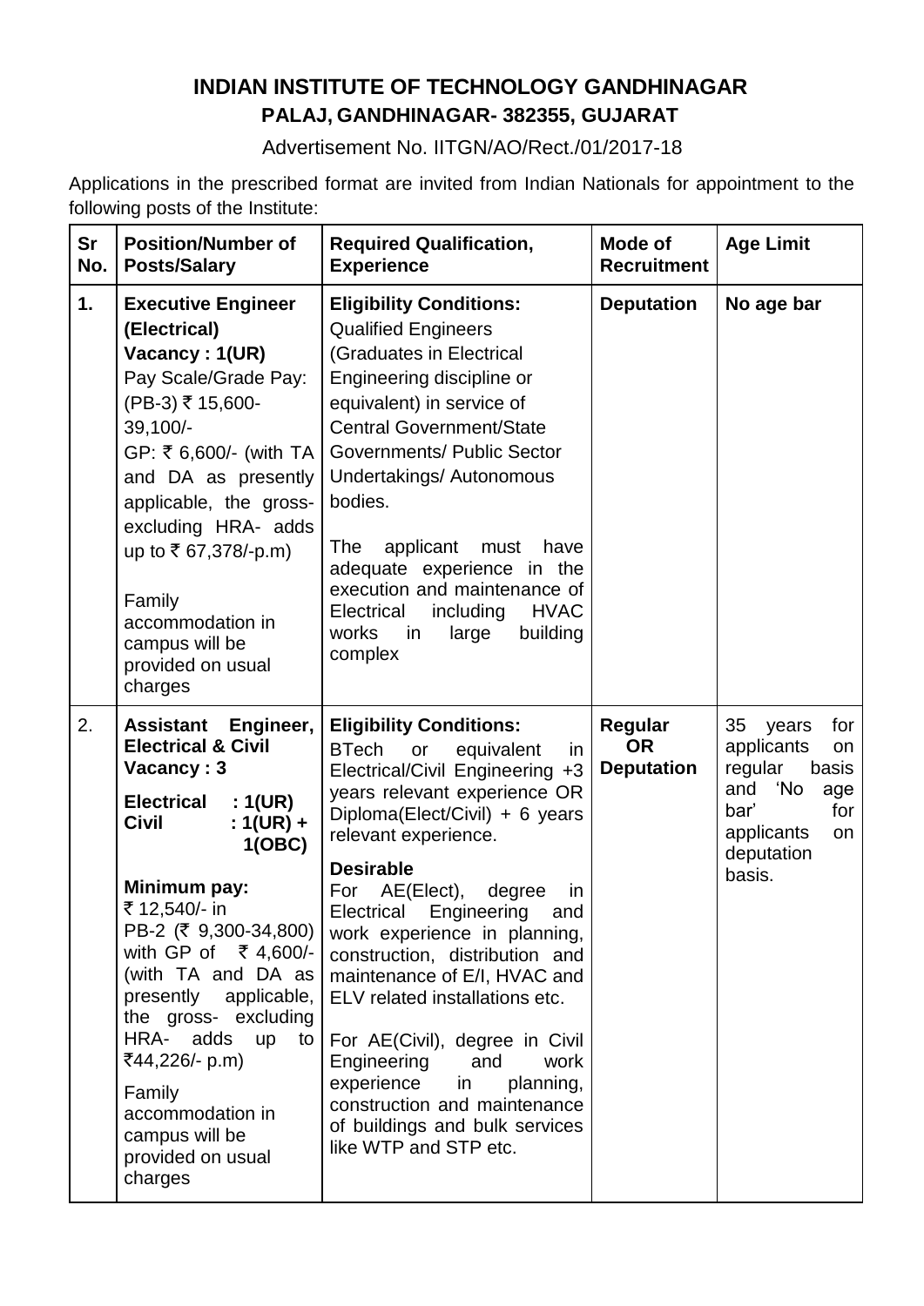# INDIAN INSTITUTE OF TECHNOLOGY GANDHINAGAR

## PALAJ, GANDHINAGAR- 382355, GUJARAT

Advertisement No. IITGN/AO/Rect./01/2017-18

Applications in the prescribed format are invited from Indian Nationals for appointment to the following posts of the Institute:

| Sr No. | Position/Number of Posts/Salary | Required Qualification, Experience | Mode of Recruitment | Age Limit |
|---|---|---|---|---|
| **1.** | **Executive Engineer (Electrical)**<br>**Vacancy : 1(UR)**<br>Pay Scale/Grade Pay: (PB-3) ₹ 15,600-39,100/-<br>GP: ₹ 6,600/- (with TA and DA as presently applicable, the gross- excluding HRA- adds up to ₹ 67,378/-p.m)<br><br>Family accommodation in campus will be provided on usual charges | **Eligibility Conditions:**<br>Qualified Engineers (Graduates in Electrical Engineering discipline or equivalent) in service of Central Government/State Governments/ Public Sector Undertakings/ Autonomous bodies.<br><br>The applicant must have adequate experience in the execution and maintenance of Electrical including HVAC works in large building complex | **Deputation** | **No age bar** |
| 2. | **Assistant Engineer, Electrical & Civil**<br>**Vacancy : 3**<br>**Electrical : 1(UR)**<br>**Civil : 1(UR) + 1(OBC)**<br><br>**Minimum pay:**<br>₹ 12,540/- in PB-2 (₹ 9,300-34,800) with GP of ₹ 4,600/- (with TA and DA as presently applicable, the gross- excluding HRA- adds up to ₹44,226/- p.m)<br><br>Family accommodation in campus will be provided on usual charges | **Eligibility Conditions:**<br>BTech or equivalent in Electrical/Civil Engineering +3 years relevant experience OR Diploma(Elect/Civil) + 6 years relevant experience.<br><br>**Desirable**<br>For AE(Elect), degree in Electrical Engineering and work experience in planning, construction, distribution and maintenance of E/I, HVAC and ELV related installations etc.<br><br>For AE(Civil), degree in Civil Engineering and work experience in planning, construction and maintenance of buildings and bulk services like WTP and STP etc. | **Regular OR Deputation** | 35 years for applicants on regular basis and 'No age bar' for applicants on deputation basis. |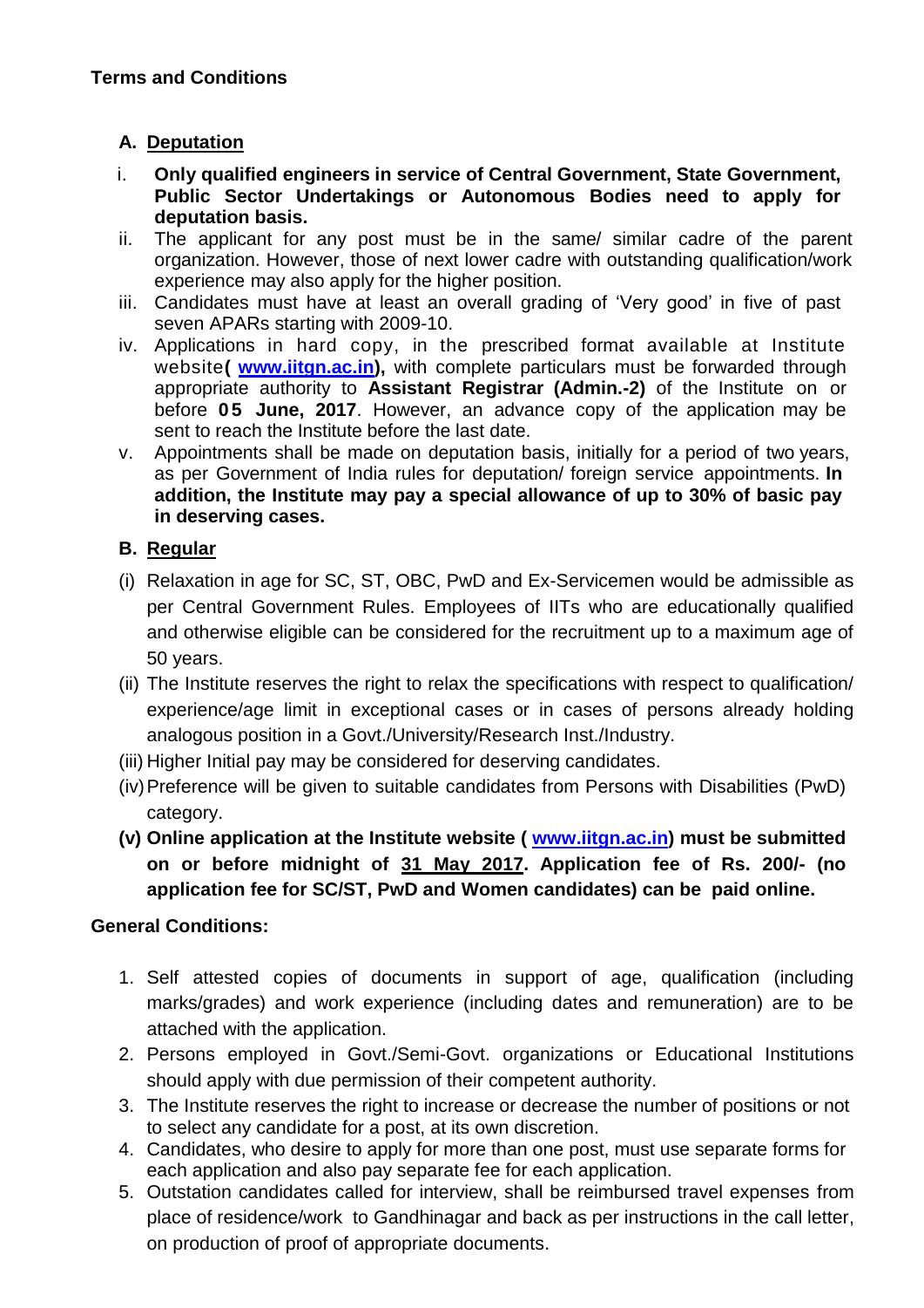**Terms and Conditions**

**A. Deputation**

i. **Only qualified engineers in service of Central Government, State Government, Public Sector Undertakings or Autonomous Bodies need to apply for deputation basis.**

ii. The applicant for any post must be in the same/ similar cadre of the parent organization. However, those of next lower cadre with outstanding qualification/work experience may also apply for the higher position.

iii. Candidates must have at least an overall grading of 'Very good' in five of past seven APARs starting with 2009-10.

iv. Applications in hard copy, in the prescribed format available at Institute website**( [www.iitgn.ac.in](http://www.iitgn.ac.in)),** with complete particulars must be forwarded through appropriate authority to **Assistant Registrar (Admin.-2)** of the Institute on or before **05 June, 2017**. However, an advance copy of the application may be sent to reach the Institute before the last date.

v. Appointments shall be made on deputation basis, initially for a period of two years, as per Government of India rules for deputation/ foreign service appointments. **In addition, the Institute may pay a special allowance of up to 30% of basic pay in deserving cases.**

**B. Regular**

(i) Relaxation in age for SC, ST, OBC, PwD and Ex-Servicemen would be admissible as per Central Government Rules. Employees of IITs who are educationally qualified and otherwise eligible can be considered for the recruitment up to a maximum age of 50 years.

(ii) The Institute reserves the right to relax the specifications with respect to qualification/ experience/age limit in exceptional cases or in cases of persons already holding analogous position in a Govt./University/Research Inst./Industry.

(iii) Higher Initial pay may be considered for deserving candidates.

(iv) Preference will be given to suitable candidates from Persons with Disabilities (PwD) category.

**(v) Online application at the Institute website ( [www.iitgn.ac.in](http://www.iitgn.ac.in)) must be submitted on or before midnight of 31 May 2017. Application fee of Rs. 200/- (no application fee for SC/ST, PwD and Women candidates) can be paid online.**

**General Conditions:**

1. Self attested copies of documents in support of age, qualification (including marks/grades) and work experience (including dates and remuneration) are to be attached with the application.
2. Persons employed in Govt./Semi-Govt. organizations or Educational Institutions should apply with due permission of their competent authority.
3. The Institute reserves the right to increase or decrease the number of positions or not to select any candidate for a post, at its own discretion.
4. Candidates, who desire to apply for more than one post, must use separate forms for each application and also pay separate fee for each application.
5. Outstation candidates called for interview, shall be reimbursed travel expenses from place of residence/work to Gandhinagar and back as per instructions in the call letter, on production of proof of appropriate documents.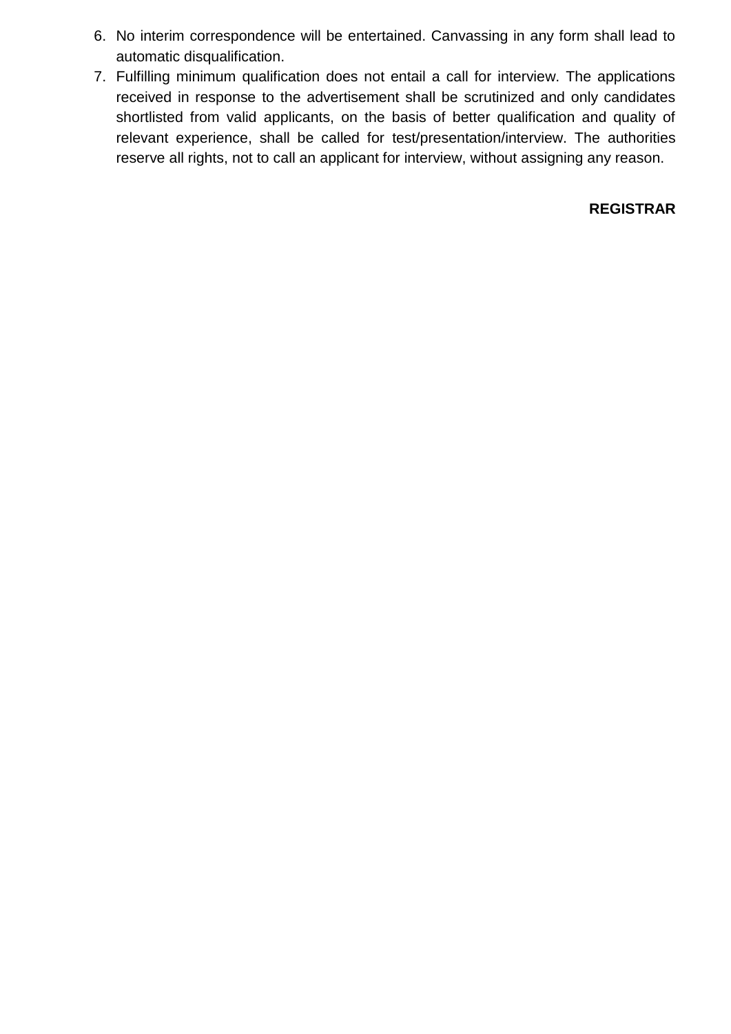6. No interim correspondence will be entertained. Canvassing in any form shall lead to automatic disqualification.
7. Fulfilling minimum qualification does not entail a call for interview. The applications received in response to the advertisement shall be scrutinized and only candidates shortlisted from valid applicants, on the basis of better qualification and quality of relevant experience, shall be called for test/presentation/interview. The authorities reserve all rights, not to call an applicant for interview, without assigning any reason.

**REGISTRAR**